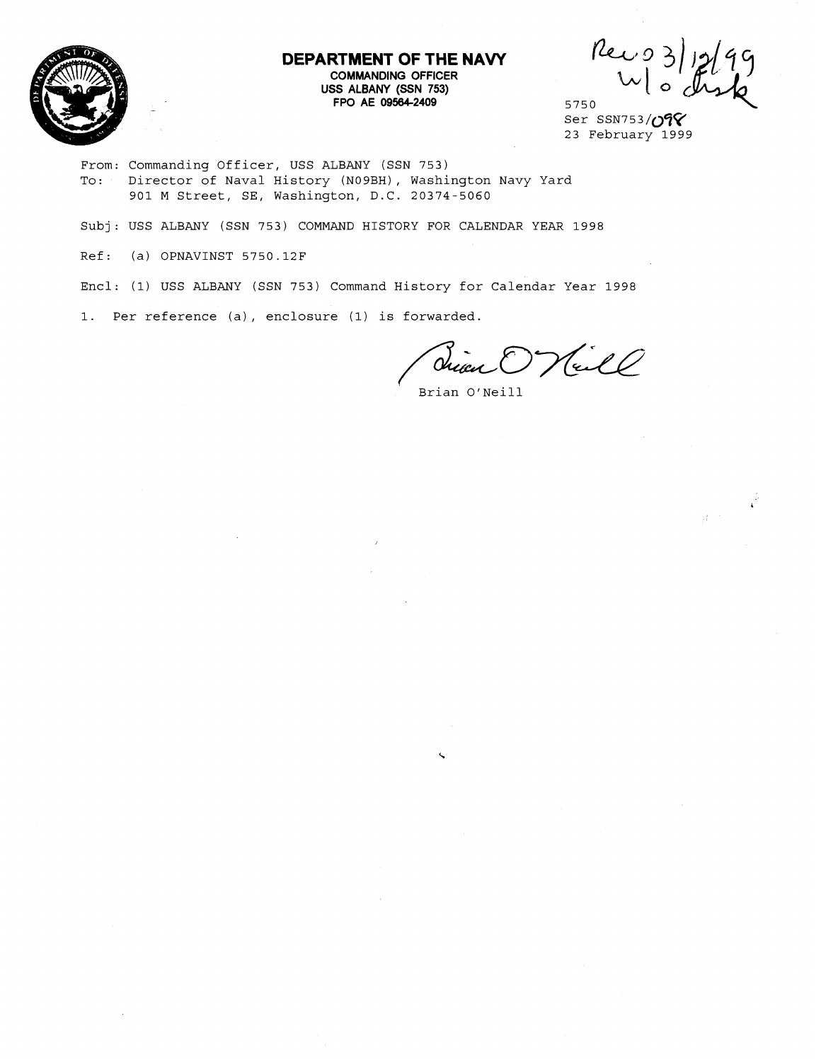# DEPARTMENT OF THE NAVY

**COMMANDING OFFICER**
**USS ALBANY (SSN 753)**
**FPO AE 09564-2409**

Rec'd 3/12/99 w/o disk

5750
Ser SSN753/098
23 February 1999

From: Commanding Officer, USS ALBANY (SSN 753)
To: Director of Naval History (N09BH), Washington Navy Yard
901 M Street, SE, Washington, D.C. 20374-5060

Subj: USS ALBANY (SSN 753) COMMAND HISTORY FOR CALENDAR YEAR 1998

Ref: (a) OPNAVINST 5750.12F

Encl: (1) USS ALBANY (SSN 753) Command History for Calendar Year 1998

1. Per reference (a), enclosure (1) is forwarded.

Brian O'Neill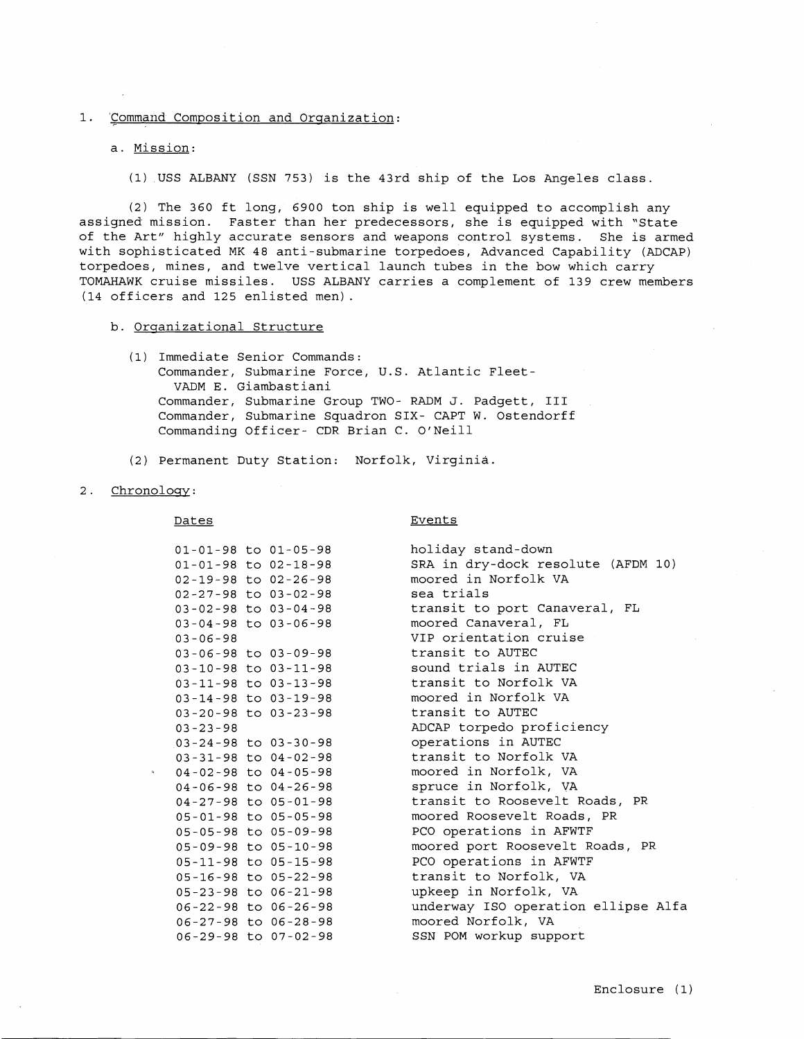1. Command Composition and Organization:

   a. Mission:

      (1) USS ALBANY (SSN 753) is the 43rd ship of the Los Angeles class.

      (2) The 360 ft long, 6900 ton ship is well equipped to accomplish any assigned mission. Faster than her predecessors, she is equipped with "State of the Art" highly accurate sensors and weapons control systems. She is armed with sophisticated MK 48 anti-submarine torpedoes, Advanced Capability (ADCAP) torpedoes, mines, and twelve vertical launch tubes in the bow which carry TOMAHAWK cruise missiles. USS ALBANY carries a complement of 139 crew members (14 officers and 125 enlisted men).

   b. Organizational Structure

      (1) Immediate Senior Commands:
      Commander, Submarine Force, U.S. Atlantic Fleet- VADM E. Giambastiani
      Commander, Submarine Group TWO- RADM J. Padgett, III
      Commander, Submarine Squadron SIX- CAPT W. Ostendorff
      Commanding Officer- CDR Brian C. O'Neill

      (2) Permanent Duty Station: Norfolk, Virginia.

2. Chronology:

| Dates | Events |
|---|---|
| 01-01-98 to 01-05-98 | holiday stand-down |
| 01-01-98 to 02-18-98 | SRA in dry-dock resolute (AFDM 10) |
| 02-19-98 to 02-26-98 | moored in Norfolk VA |
| 02-27-98 to 03-02-98 | sea trials |
| 03-02-98 to 03-04-98 | transit to port Canaveral, FL |
| 03-04-98 to 03-06-98 | moored Canaveral, FL |
| 03-06-98 | VIP orientation cruise |
| 03-06-98 to 03-09-98 | transit to AUTEC |
| 03-10-98 to 03-11-98 | sound trials in AUTEC |
| 03-11-98 to 03-13-98 | transit to Norfolk VA |
| 03-14-98 to 03-19-98 | moored in Norfolk VA |
| 03-20-98 to 03-23-98 | transit to AUTEC |
| 03-23-98 | ADCAP torpedo proficiency |
| 03-24-98 to 03-30-98 | operations in AUTEC |
| 03-31-98 to 04-02-98 | transit to Norfolk VA |
| 04-02-98 to 04-05-98 | moored in Norfolk, VA |
| 04-06-98 to 04-26-98 | spruce in Norfolk, VA |
| 04-27-98 to 05-01-98 | transit to Roosevelt Roads, PR |
| 05-01-98 to 05-05-98 | moored Roosevelt Roads, PR |
| 05-05-98 to 05-09-98 | PCO operations in AFWTF |
| 05-09-98 to 05-10-98 | moored port Roosevelt Roads, PR |
| 05-11-98 to 05-15-98 | PCO operations in AFWTF |
| 05-16-98 to 05-22-98 | transit to Norfolk, VA |
| 05-23-98 to 06-21-98 | upkeep in Norfolk, VA |
| 06-22-98 to 06-26-98 | underway ISO operation ellipse Alfa |
| 06-27-98 to 06-28-98 | moored Norfolk, VA |
| 06-29-98 to 07-02-98 | SSN POM workup support |

Enclosure (1)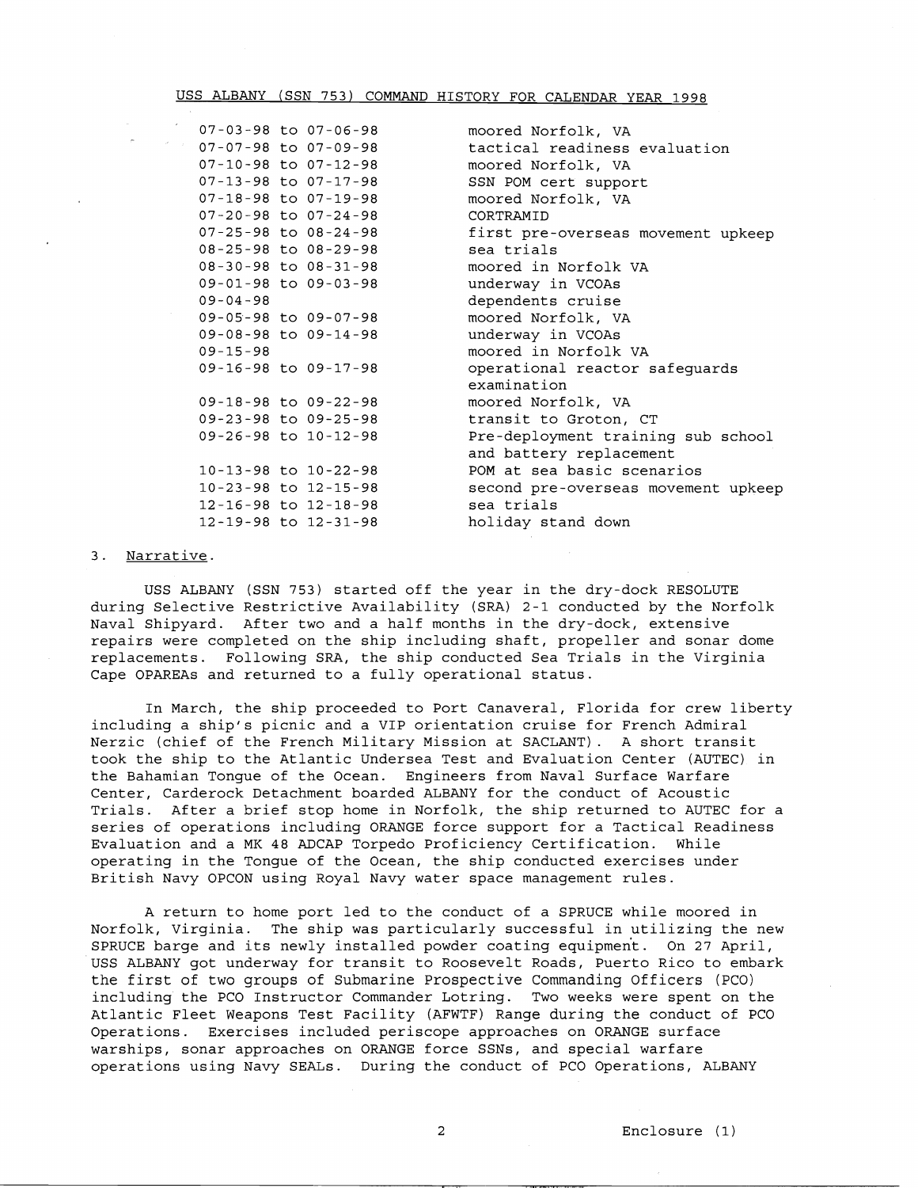USS ALBANY (SSN 753) COMMAND HISTORY FOR CALENDAR YEAR 1998

| | |
|---|---|
| 07-03-98 to 07-06-98 | moored Norfolk, VA |
| 07-07-98 to 07-09-98 | tactical readiness evaluation |
| 07-10-98 to 07-12-98 | moored Norfolk, VA |
| 07-13-98 to 07-17-98 | SSN POM cert support |
| 07-18-98 to 07-19-98 | moored Norfolk, VA |
| 07-20-98 to 07-24-98 | CORTRAMID |
| 07-25-98 to 08-24-98 | first pre-overseas movement upkeep |
| 08-25-98 to 08-29-98 | sea trials |
| 08-30-98 to 08-31-98 | moored in Norfolk VA |
| 09-01-98 to 09-03-98 | underway in VCOAs |
| 09-04-98 | dependents cruise |
| 09-05-98 to 09-07-98 | moored Norfolk, VA |
| 09-08-98 to 09-14-98 | underway in VCOAs |
| 09-15-98 | moored in Norfolk VA |
| 09-16-98 to 09-17-98 | operational reactor safeguards examination |
| 09-18-98 to 09-22-98 | moored Norfolk, VA |
| 09-23-98 to 09-25-98 | transit to Groton, CT |
| 09-26-98 to 10-12-98 | Pre-deployment training sub school and battery replacement |
| 10-13-98 to 10-22-98 | POM at sea basic scenarios |
| 10-23-98 to 12-15-98 | second pre-overseas movement upkeep |
| 12-16-98 to 12-18-98 | sea trials |
| 12-19-98 to 12-31-98 | holiday stand down |

3. Narrative.

USS ALBANY (SSN 753) started off the year in the dry-dock RESOLUTE during Selective Restrictive Availability (SRA) 2-1 conducted by the Norfolk Naval Shipyard. After two and a half months in the dry-dock, extensive repairs were completed on the ship including shaft, propeller and sonar dome replacements. Following SRA, the ship conducted Sea Trials in the Virginia Cape OPAREAs and returned to a fully operational status.

In March, the ship proceeded to Port Canaveral, Florida for crew liberty including a ship's picnic and a VIP orientation cruise for French Admiral Nerzic (chief of the French Military Mission at SACLANT). A short transit took the ship to the Atlantic Undersea Test and Evaluation Center (AUTEC) in the Bahamian Tongue of the Ocean. Engineers from Naval Surface Warfare Center, Carderock Detachment boarded ALBANY for the conduct of Acoustic Trials. After a brief stop home in Norfolk, the ship returned to AUTEC for a series of operations including ORANGE force support for a Tactical Readiness Evaluation and a MK 48 ADCAP Torpedo Proficiency Certification. While operating in the Tongue of the Ocean, the ship conducted exercises under British Navy OPCON using Royal Navy water space management rules.

A return to home port led to the conduct of a SPRUCE while moored in Norfolk, Virginia. The ship was particularly successful in utilizing the new SPRUCE barge and its newly installed powder coating equipment. On 27 April, USS ALBANY got underway for transit to Roosevelt Roads, Puerto Rico to embark the first of two groups of Submarine Prospective Commanding Officers (PCO) including the PCO Instructor Commander Lotring. Two weeks were spent on the Atlantic Fleet Weapons Test Facility (AFWTF) Range during the conduct of PCO Operations. Exercises included periscope approaches on ORANGE surface warships, sonar approaches on ORANGE force SSNs, and special warfare operations using Navy SEALs. During the conduct of PCO Operations, ALBANY

Enclosure (1)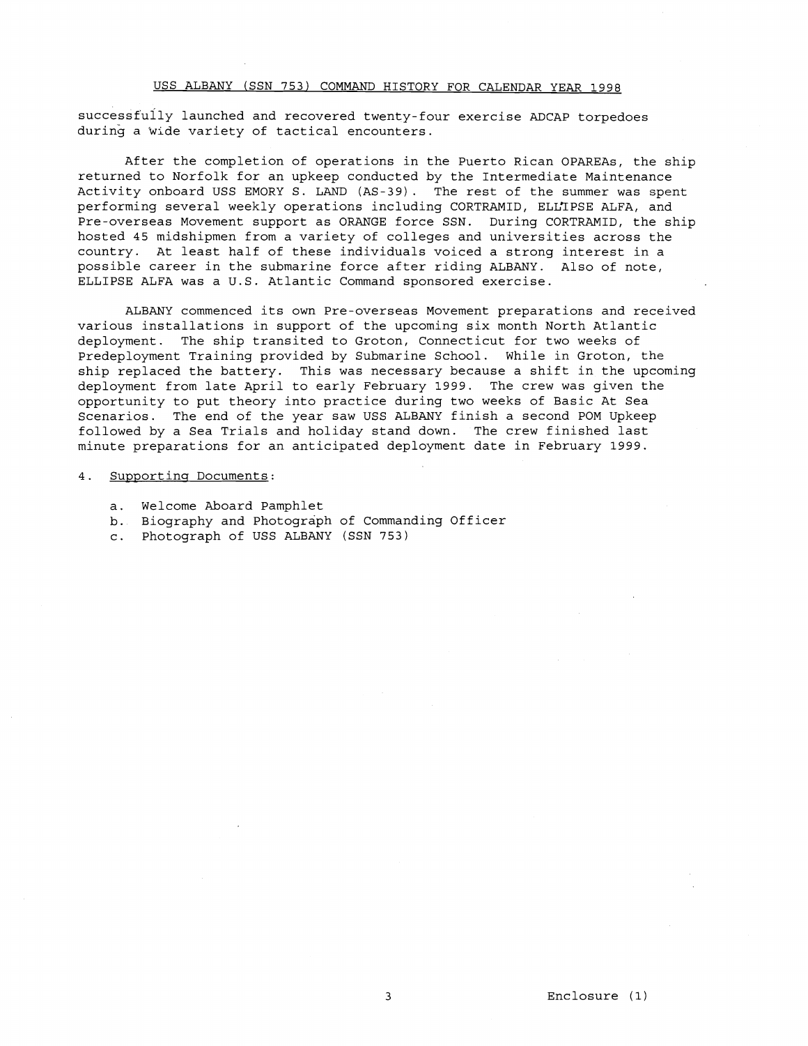successfully launched and recovered twenty-four exercise ADCAP torpedoes during a wide variety of tactical encounters.

After the completion of operations in the Puerto Rican OPAREAs, the ship returned to Norfolk for an upkeep conducted by the Intermediate Maintenance Activity onboard USS EMORY S. LAND (AS-39). The rest of the summer was spent performing several weekly operations including CORTRAMID, ELLIPSE ALFA, and Pre-overseas Movement support as ORANGE force SSN. During CORTRAMID, the ship hosted 45 midshipmen from a variety of colleges and universities across the country. At least half of these individuals voiced a strong interest in a possible career in the submarine force after riding ALBANY. Also of note, ELLIPSE ALFA was a U.S. Atlantic Command sponsored exercise.

ALBANY commenced its own Pre-overseas Movement preparations and received various installations in support of the upcoming six month North Atlantic deployment. The ship transited to Groton, Connecticut for two weeks of Predeployment Training provided by Submarine School. While in Groton, the ship replaced the battery. This was necessary because a shift in the upcoming deployment from late April to early February 1999. The crew was given the opportunity to put theory into practice during two weeks of Basic At Sea Scenarios. The end of the year saw USS ALBANY finish a second POM Upkeep followed by a Sea Trials and holiday stand down. The crew finished last minute preparations for an anticipated deployment date in February 1999.

4. Supporting Documents:

   a. Welcome Aboard Pamphlet
   b. Biography and Photograph of Commanding Officer
   c. Photograph of USS ALBANY (SSN 753)

Enclosure (1)